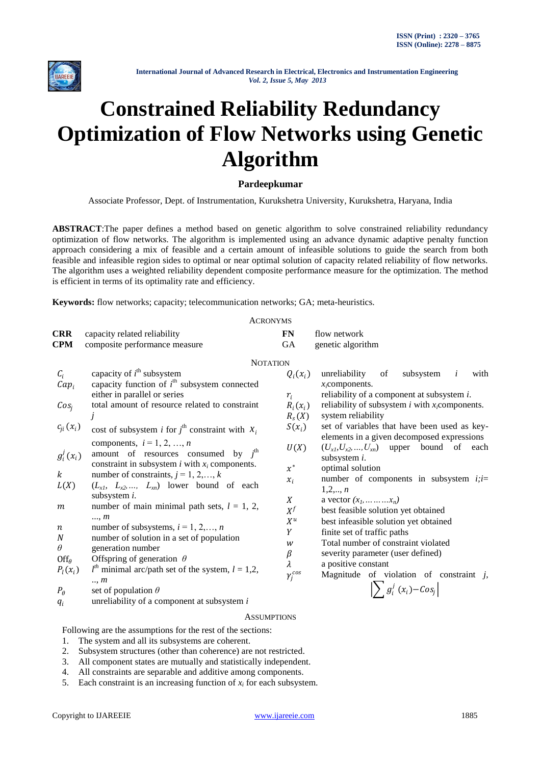# Constrained Reliability Redundancy Optimization of Flow Networks using Genetic Algorithm

**Pardeepkumar**

Associate Professor, Dept. of Instrumentation, Kurukshetra University, Kurukshetra, Haryana, India

**ABSTRACT**:The paper defines a method based on genetic algorithm to solve constrained reliability redundancy optimization of flow networks. The algorithm is implemented using an advance dynamic adaptive penalty function approach considering a mix of feasible and a certain amount of infeasible solutions to guide the search from both feasible and infeasible region sides to optimal or near optimal solution of capacity related reliability of flow networks. The algorithm uses a weighted reliability dependent composite performance measure for the optimization. The method is efficient in terms of its optimality rate and efficiency.

**Keywords:** flow networks; capacity; telecommunication networks; GA; meta-heuristics.

## ACRONYMS

| | |
|---|---|
| **CRR** | capacity related reliability |
| **CPM** | composite performance measure |
| **FN** | flow network |
| **GA** | genetic algorithm |

## NOTATION

| Symbol | Description |
|---|---|
| $C_i$ | capacity of $i^{th}$ subsystem |
| $Cap_i$ | capacity function of $i^{th}$ subsystem connected either in parallel or series |
| $Cos_j$ | total amount of resource related to constraint $j$ |
| $c_{ji}(x_i)$ | cost of subsystem $i$ for $j^{th}$ constraint with $x_i$ components, $i = 1, 2, \ldots, n$ |
| $g_i^j(x_i)$ | amount of resources consumed by $j^{th}$ constraint in subsystem $i$ with $x_i$ components. |
| $k$ | number of constraints, $j = 1, 2, \ldots, k$ |
| $L(X)$ | $(L_{x1}, L_{x2}, \ldots, L_{xn})$ lower bound of each subsystem $i$. |
| $m$ | number of main minimal path sets, $l = 1, 2, \ldots, m$ |
| $n$ | number of subsystems, $i = 1, 2, \ldots, n$ |
| $N$ | number of solution in a set of population |
| $\theta$ | generation number |
| $\mathrm{Off}_\theta$ | Offspring of generation $\theta$ |
| $P_l(x_i)$ | $l^{th}$ minimal arc/path set of the system, $l = 1, 2, \ldots, m$ |
| $P_\theta$ | set of population $\theta$ |
| $q_i$ | unreliability of a component at subsystem $i$ |
| $Q_i(x_i)$ | unreliability of subsystem $i$ with $x_i$ components. |
| $r_i$ | reliability of a component at subsystem $i$. |
| $R_i(x_i)$ | reliability of subsystem $i$ with $x_i$ components. |
| $R_s(X)$ | system reliability |
| $S(x_i)$ | set of variables that have been used as key-elements in a given decomposed expressions |
| $U(X)$ | $(U_{x1}, U_{x2}, \ldots, U_{xn})$ upper bound of each subsystem $i$. |
| $x^*$ | optimal solution |
| $x_i$ | number of components in subsystem $i$; $i = 1, 2, \ldots, n$ |
| $X$ | a vector $(x_1, \ldots\ldots\ldots x_n)$ |
| $X^f$ | best feasible solution yet obtained |
| $X^u$ | best infeasible solution yet obtained |
| $Y$ | finite set of traffic paths |
| $w$ | Total number of constraint violated |
| $\beta$ | severity parameter (user defined) |
| $\lambda$ | a positive constant |
| $\gamma_j^{cos}$ | Magnitude of violation of constraint $j$, $\left|\sum g_i^j(x_i) - Cos_j\right|$ |

## ASSUMPTIONS

Following are the assumptions for the rest of the sections:

1. The system and all its subsystems are coherent.
2. Subsystem structures (other than coherence) are not restricted.
3. All component states are mutually and statistically independent.
4. All constraints are separable and additive among components.
5. Each constraint is an increasing function of $x_i$ for each subsystem.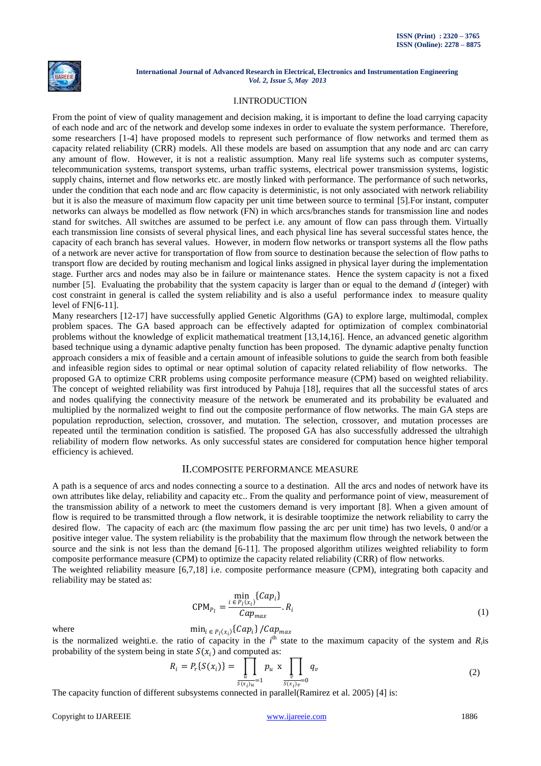## I.INTRODUCTION

From the point of view of quality management and decision making, it is important to define the load carrying capacity of each node and arc of the network and develop some indexes in order to evaluate the system performance. Therefore, some researchers [1-4] have proposed models to represent such performance of flow networks and termed them as capacity related reliability (CRR) models. All these models are based on assumption that any node and arc can carry any amount of flow. However, it is not a realistic assumption. Many real life systems such as computer systems, telecommunication systems, transport systems, urban traffic systems, electrical power transmission systems, logistic supply chains, internet and flow networks etc. are mostly linked with performance. The performance of such networks, under the condition that each node and arc flow capacity is deterministic, is not only associated with network reliability but it is also the measure of maximum flow capacity per unit time between source to terminal [5].For instant, computer networks can always be modelled as flow network (FN) in which arcs/branches stands for transmission line and nodes stand for switches. All switches are assumed to be perfect i.e. any amount of flow can pass through them. Virtually each transmission line consists of several physical lines, and each physical line has several successful states hence, the capacity of each branch has several values. However, in modern flow networks or transport systems all the flow paths of a network are never active for transportation of flow from source to destination because the selection of flow paths to transport flow are decided by routing mechanism and logical links assigned in physical layer during the implementation stage. Further arcs and nodes may also be in failure or maintenance states. Hence the system capacity is not a fixed number [5]. Evaluating the probability that the system capacity is larger than or equal to the demand *d* (integer) with cost constraint in general is called the system reliability and is also a useful performance index to measure quality level of FN[6-11].

Many researchers [12-17] have successfully applied Genetic Algorithms (GA) to explore large, multimodal, complex problem spaces. The GA based approach can be effectively adapted for optimization of complex combinatorial problems without the knowledge of explicit mathematical treatment [13,14,16]. Hence, an advanced genetic algorithm based technique using a dynamic adaptive penalty function has been proposed. The dynamic adaptive penalty function approach considers a mix of feasible and a certain amount of infeasible solutions to guide the search from both feasible and infeasible region sides to optimal or near optimal solution of capacity related reliability of flow networks. The proposed GA to optimize CRR problems using composite performance measure (CPM) based on weighted reliability. The concept of weighted reliability was first introduced by Pahuja [18], requires that all the successful states of arcs and nodes qualifying the connectivity measure of the network be enumerated and its probability be evaluated and multiplied by the normalized weight to find out the composite performance of flow networks. The main GA steps are population reproduction, selection, crossover, and mutation. The selection, crossover, and mutation processes are repeated until the termination condition is satisfied. The proposed GA has also successfully addressed the ultrahigh reliability of modern flow networks. As only successful states are considered for computation hence higher temporal efficiency is achieved.

## II.COMPOSITE PERFORMANCE MEASURE

A path is a sequence of arcs and nodes connecting a source to a destination. All the arcs and nodes of network have its own attributes like delay, reliability and capacity etc.. From the quality and performance point of view, measurement of the transmission ability of a network to meet the customers demand is very important [8]. When a given amount of flow is required to be transmitted through a flow network, it is desirable tooptimize the network reliability to carry the desired flow. The capacity of each arc (the maximum flow passing the arc per unit time) has two levels, 0 and/or a positive integer value. The system reliability is the probability that the maximum flow through the network between the source and the sink is not less than the demand [6-11]. The proposed algorithm utilizes weighted reliability to form composite performance measure (CPM) to optimize the capacity related reliability (CRR) of flow networks.

The weighted reliability measure [6,7,18] i.e. composite performance measure (CPM), integrating both capacity and reliability may be stated as:

$$\mathrm{CPM}_{P_l} = \frac{\min_{i \in P_l(x_i)} \{Cap_i\}}{Cap_{max}} . R_i \tag{1}$$

where $\min_{i \in P_l(x_i)} \{Cap_i\} / Cap_{max}$

is the normalized weighti.e. the ratio of capacity in the $i^{th}$ state to the maximum capacity of the system and $R_i$is probability of the system being in state $S(x_i)$ and computed as:

$$R_i = P_r\{S(x_i)\} = \prod_{\substack{u \\ S(x_i)_u = 1}} p_u \text{ x } \prod_{\substack{v \\ S(x_i)_v = 0}} q_v \tag{2}$$

The capacity function of different subsystems connected in parallel(Ramirez et al. 2005) [4] is: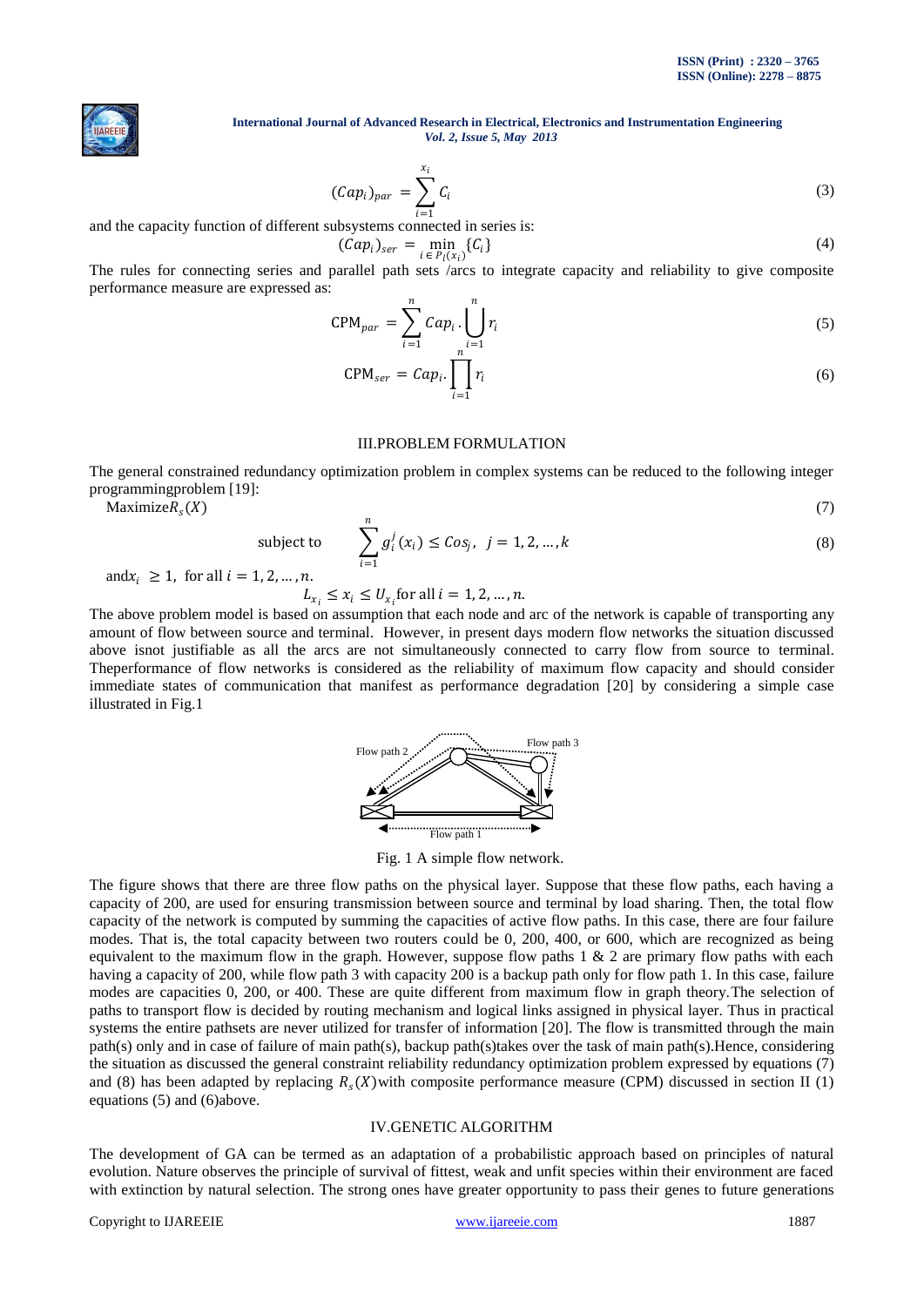$$(Cap_i)_{par} = \sum_{i=1}^{x_i} C_i \tag{3}$$

and the capacity function of different subsystems connected in series is:

$$(Cap_i)_{ser} = \min_{i \in P_l(x_i)} \{C_i\} \tag{4}$$

The rules for connecting series and parallel path sets /arcs to integrate capacity and reliability to give composite performance measure are expressed as:

$$\text{CPM}_{par} = \sum_{i=1}^{n} Cap_i . \bigcup_{i=1}^{n} r_i \tag{5}$$

$$\text{CPM}_{ser} = Cap_i . \prod_{i=1}^{n} r_i \tag{6}$$

## III.PROBLEM FORMULATION

The general constrained redundancy optimization problem in complex systems can be reduced to the following integer programmingproblem [19]:

Maximize$R_s(X)$ (7)

$$\text{subject to} \quad \sum_{i=1}^{n} g_i^j(x_i) \leq Cos_j, \quad j = 1, 2, \dots, k \tag{8}$$

and$x_i \geq 1$, for all $i = 1, 2, \dots, n$.

$$L_{x_i} \leq x_i \leq U_{x_i} \text{for all } i = 1, 2, \dots, n.$$

The above problem model is based on assumption that each node and arc of the network is capable of transporting any amount of flow between source and terminal. However, in present days modern flow networks the situation discussed above isnot justifiable as all the arcs are not simultaneously connected to carry flow from source to terminal. Theperformance of flow networks is considered as the reliability of maximum flow capacity and should consider immediate states of communication that manifest as performance degradation [20] by considering a simple case illustrated in Fig.1

Fig. 1 A simple flow network.

The figure shows that there are three flow paths on the physical layer. Suppose that these flow paths, each having a capacity of 200, are used for ensuring transmission between source and terminal by load sharing. Then, the total flow capacity of the network is computed by summing the capacities of active flow paths. In this case, there are four failure modes. That is, the total capacity between two routers could be 0, 200, 400, or 600, which are recognized as being equivalent to the maximum flow in the graph. However, suppose flow paths 1 & 2 are primary flow paths with each having a capacity of 200, while flow path 3 with capacity 200 is a backup path only for flow path 1. In this case, failure modes are capacities 0, 200, or 400. These are quite different from maximum flow in graph theory.The selection of paths to transport flow is decided by routing mechanism and logical links assigned in physical layer. Thus in practical systems the entire pathsets are never utilized for transfer of information [20]. The flow is transmitted through the main path(s) only and in case of failure of main path(s), backup path(s)takes over the task of main path(s).Hence, considering the situation as discussed the general constraint reliability redundancy optimization problem expressed by equations (7) and (8) has been adapted by replacing $R_s(X)$with composite performance measure (CPM) discussed in section II (1) equations (5) and (6)above.

## IV.GENETIC ALGORITHM

The development of GA can be termed as an adaptation of a probabilistic approach based on principles of natural evolution. Nature observes the principle of survival of fittest, weak and unfit species within their environment are faced with extinction by natural selection. The strong ones have greater opportunity to pass their genes to future generations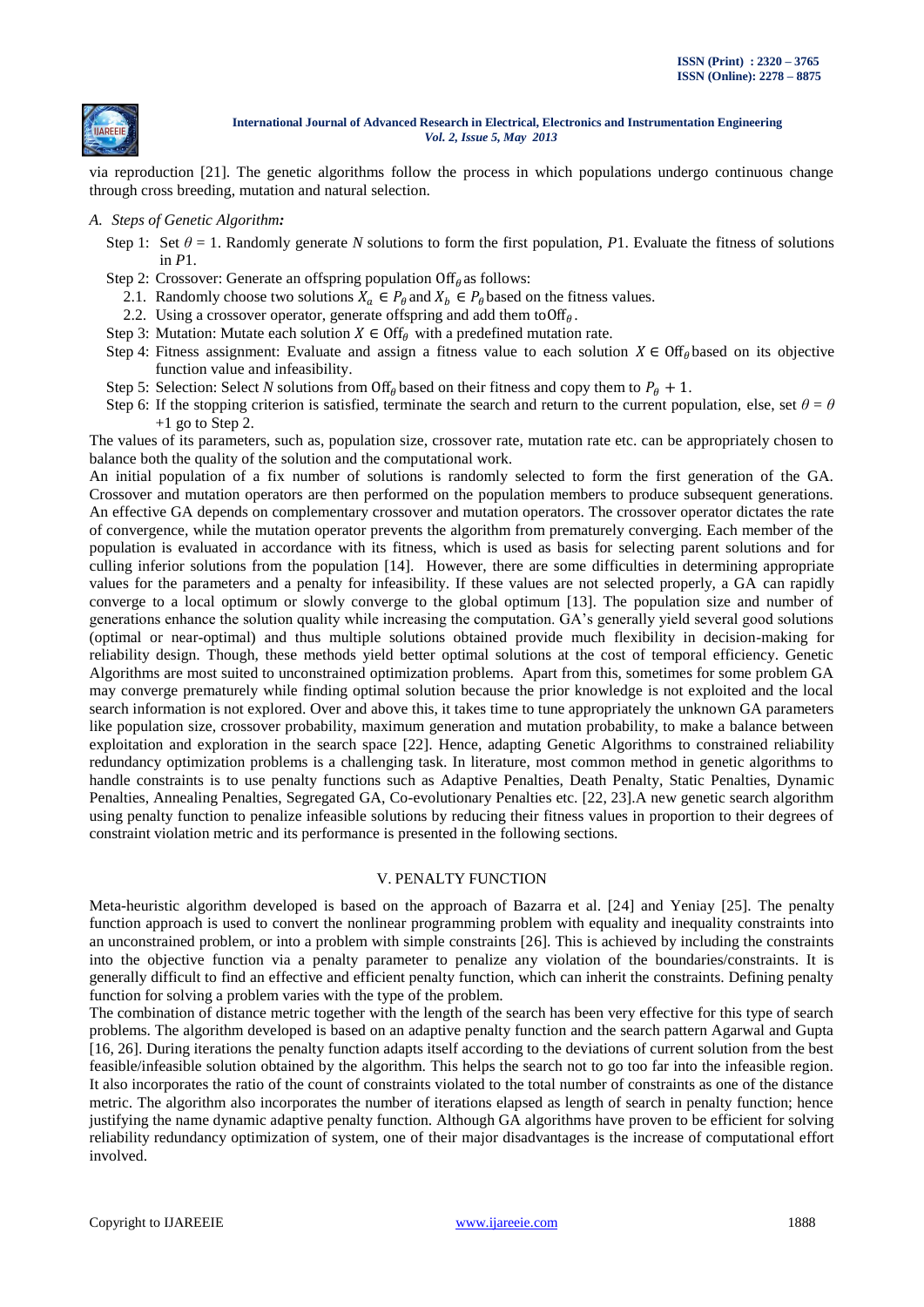via reproduction [21]. The genetic algorithms follow the process in which populations undergo continuous change through cross breeding, mutation and natural selection.

*A. Steps of Genetic Algorithm:*

Step 1: Set $\theta = 1$. Randomly generate $N$ solutions to form the first population, $P1$. Evaluate the fitness of solutions in $P1$.

Step 2: Crossover: Generate an offspring population $\mathrm{Off}_\theta$ as follows:

2.1. Randomly choose two solutions $X_a \in P_\theta$ and $X_b \in P_\theta$ based on the fitness values.

2.2. Using a crossover operator, generate offspring and add them to $\mathrm{Off}_\theta$.

Step 3: Mutation: Mutate each solution $X \in \mathrm{Off}_\theta$ with a predefined mutation rate.

Step 4: Fitness assignment: Evaluate and assign a fitness value to each solution $X \in \mathrm{Off}_\theta$ based on its objective function value and infeasibility.

Step 5: Selection: Select $N$ solutions from $\mathrm{Off}_\theta$ based on their fitness and copy them to $P_\theta + 1$.

Step 6: If the stopping criterion is satisfied, terminate the search and return to the current population, else, set $\theta = \theta + 1$ go to Step 2.

The values of its parameters, such as, population size, crossover rate, mutation rate etc. can be appropriately chosen to balance both the quality of the solution and the computational work.

An initial population of a fix number of solutions is randomly selected to form the first generation of the GA. Crossover and mutation operators are then performed on the population members to produce subsequent generations. An effective GA depends on complementary crossover and mutation operators. The crossover operator dictates the rate of convergence, while the mutation operator prevents the algorithm from prematurely converging. Each member of the population is evaluated in accordance with its fitness, which is used as basis for selecting parent solutions and for culling inferior solutions from the population [14]. However, there are some difficulties in determining appropriate values for the parameters and a penalty for infeasibility. If these values are not selected properly, a GA can rapidly converge to a local optimum or slowly converge to the global optimum [13]. The population size and number of generations enhance the solution quality while increasing the computation. GA's generally yield several good solutions (optimal or near-optimal) and thus multiple solutions obtained provide much flexibility in decision-making for reliability design. Though, these methods yield better optimal solutions at the cost of temporal efficiency. Genetic Algorithms are most suited to unconstrained optimization problems. Apart from this, sometimes for some problem GA may converge prematurely while finding optimal solution because the prior knowledge is not exploited and the local search information is not explored. Over and above this, it takes time to tune appropriately the unknown GA parameters like population size, crossover probability, maximum generation and mutation probability, to make a balance between exploitation and exploration in the search space [22]. Hence, adapting Genetic Algorithms to constrained reliability redundancy optimization problems is a challenging task. In literature, most common method in genetic algorithms to handle constraints is to use penalty functions such as Adaptive Penalties, Death Penalty, Static Penalties, Dynamic Penalties, Annealing Penalties, Segregated GA, Co-evolutionary Penalties etc. [22, 23].A new genetic search algorithm using penalty function to penalize infeasible solutions by reducing their fitness values in proportion to their degrees of constraint violation metric and its performance is presented in the following sections.

## V. PENALTY FUNCTION

Meta-heuristic algorithm developed is based on the approach of Bazarra et al. [24] and Yeniay [25]. The penalty function approach is used to convert the nonlinear programming problem with equality and inequality constraints into an unconstrained problem, or into a problem with simple constraints [26]. This is achieved by including the constraints into the objective function via a penalty parameter to penalize any violation of the boundaries/constraints. It is generally difficult to find an effective and efficient penalty function, which can inherit the constraints. Defining penalty function for solving a problem varies with the type of the problem.

The combination of distance metric together with the length of the search has been very effective for this type of search problems. The algorithm developed is based on an adaptive penalty function and the search pattern Agarwal and Gupta [16, 26]. During iterations the penalty function adapts itself according to the deviations of current solution from the best feasible/infeasible solution obtained by the algorithm. This helps the search not to go too far into the infeasible region. It also incorporates the ratio of the count of constraints violated to the total number of constraints as one of the distance metric. The algorithm also incorporates the number of iterations elapsed as length of search in penalty function; hence justifying the name dynamic adaptive penalty function. Although GA algorithms have proven to be efficient for solving reliability redundancy optimization of system, one of their major disadvantages is the increase of computational effort involved.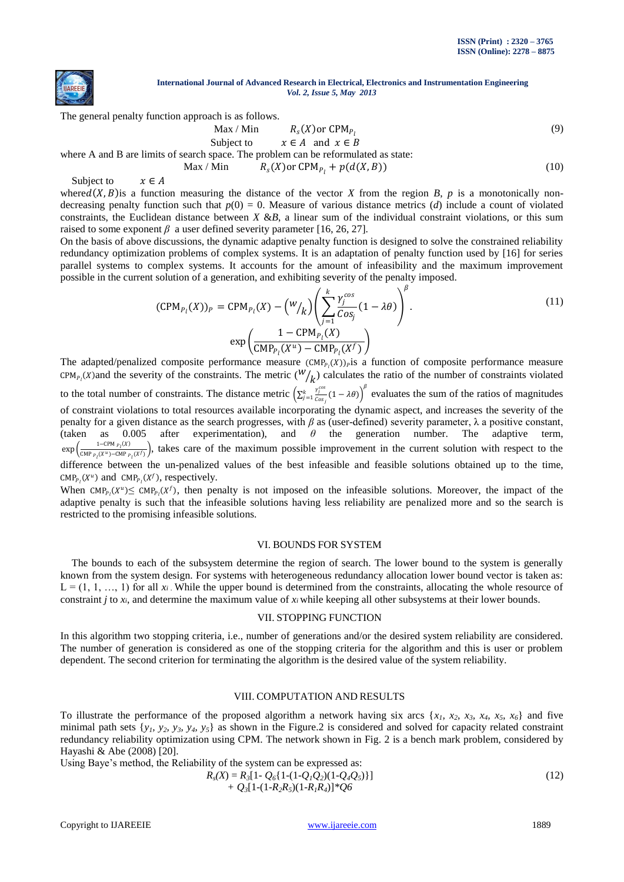The general penalty function approach is as follows.

$$\text{Max / Min} \qquad R_s(X) \text{or } \mathrm{CPM}_{P_l} \qquad (9)$$

$$\text{Subject to} \qquad x \in A \;\text{ and }\; x \in B$$

where A and B are limits of search space. The problem can be reformulated as state:

$$\text{Max / Min} \qquad R_s(X) \text{or } \mathrm{CPM}_{P_l} + p(d(X,B)) \qquad (10)$$

$$\text{Subject to} \qquad x \in A$$

where $d(X,B)$ is a function measuring the distance of the vector $X$ from the region $B$, $p$ is a monotonically non-decreasing penalty function such that $p(0) = 0$. Measure of various distance metrics ($d$) include a count of violated constraints, the Euclidean distance between $X$ &$B$, a linear sum of the individual constraint violations, or this sum raised to some exponent $\beta$ a user defined severity parameter [16, 26, 27].

On the basis of above discussions, the dynamic adaptive penalty function is designed to solve the constrained reliability redundancy optimization problems of complex systems. It is an adaptation of penalty function used by [16] for series parallel systems to complex systems. It accounts for the amount of infeasibility and the maximum improvement possible in the current solution of a generation, and exhibiting severity of the penalty imposed.

$$(\mathrm{CPM}_{P_l}(X))_P = \mathrm{CPM}_{P_l}(X) - \left(\frac{w}{k}\right)\left(\sum_{j=1}^{k} \frac{\gamma_j^{cos}}{Cos_j}(1-\lambda\theta)\right)^{\beta} \cdot \exp\left(\frac{1-\mathrm{CPM}_{P_l}(X)}{\mathrm{CMP}_{P_l}(X^u) - \mathrm{CMP}_{P_l}(X^f)}\right) \qquad (11)$$

The adapted/penalized composite performance measure $(\mathrm{CMP}_{P_l}(X))_P$ is a function of composite performance measure $\mathrm{CPM}_{P_l}(X)$ and the severity of the constraints. The metric $\left(\frac{w}{k}\right)$ calculates the ratio of the number of constraints violated to the total number of constraints. The distance metric $\left(\sum_{j=1}^{k} \frac{\gamma_j^{cos}}{Cos_j}(1-\lambda\theta)\right)^{\beta}$ evaluates the sum of the ratios of magnitudes of constraint violations to total resources available incorporating the dynamic aspect, and increases the severity of the penalty for a given distance as the search progresses, with $\beta$ as (user-defined) severity parameter, λ a positive constant, (taken as 0.005 after experimentation), and $\theta$ the generation number. The adaptive term, $\exp\left(\frac{1-\mathrm{CPM}_{P_l}(X)}{\mathrm{CMP}_{P_l}(X^u)-\mathrm{CMP}_{P_l}(X^f)}\right)$, takes care of the maximum possible improvement in the current solution with respect to the difference between the un-penalized values of the best infeasible and feasible solutions obtained up to the time, $\mathrm{CMP}_{P_l}(X^u)$ and $\mathrm{CMP}_{P_l}(X^f)$, respectively.

When $\mathrm{CMP}_{P_l}(X^u) \leq \mathrm{CMP}_{P_l}(X^f)$, then penalty is not imposed on the infeasible solutions. Moreover, the impact of the adaptive penalty is such that the infeasible solutions having less reliability are penalized more and so the search is restricted to the promising infeasible solutions.

## VI. BOUNDS FOR SYSTEM

The bounds to each of the subsystem determine the region of search. The lower bound to the system is generally known from the system design. For systems with heterogeneous redundancy allocation lower bound vector is taken as: L = (1, 1, …, 1) for all $x_i$. While the upper bound is determined from the constraints, allocating the whole resource of constraint $j$ to $x_i$, and determine the maximum value of $x_i$ while keeping all other subsystems at their lower bounds.

## VII. STOPPING FUNCTION

In this algorithm two stopping criteria, i.e., number of generations and/or the desired system reliability are considered. The number of generation is considered as one of the stopping criteria for the algorithm and this is user or problem dependent. The second criterion for terminating the algorithm is the desired value of the system reliability.

## VIII. COMPUTATION AND RESULTS

To illustrate the performance of the proposed algorithm a network having six arcs $\{x_1, x_2, x_3, x_4, x_5, x_6\}$ and five minimal path sets $\{y_1, y_2, y_3, y_4, y_5\}$ as shown in the Figure.2 is considered and solved for capacity related constraint redundancy reliability optimization using CPM. The network shown in Fig. 2 is a bench mark problem, considered by Hayashi & Abe (2008) [20].

Using Baye's method, the Reliability of the system can be expressed as:

$$R_s(X) = R_3[1 - Q_6\{1-(1-Q_1Q_2)(1-Q_4Q_5)\}] + Q_3[1-(1-R_2R_5)(1-R_1R_4)]*Q6 \qquad (12)$$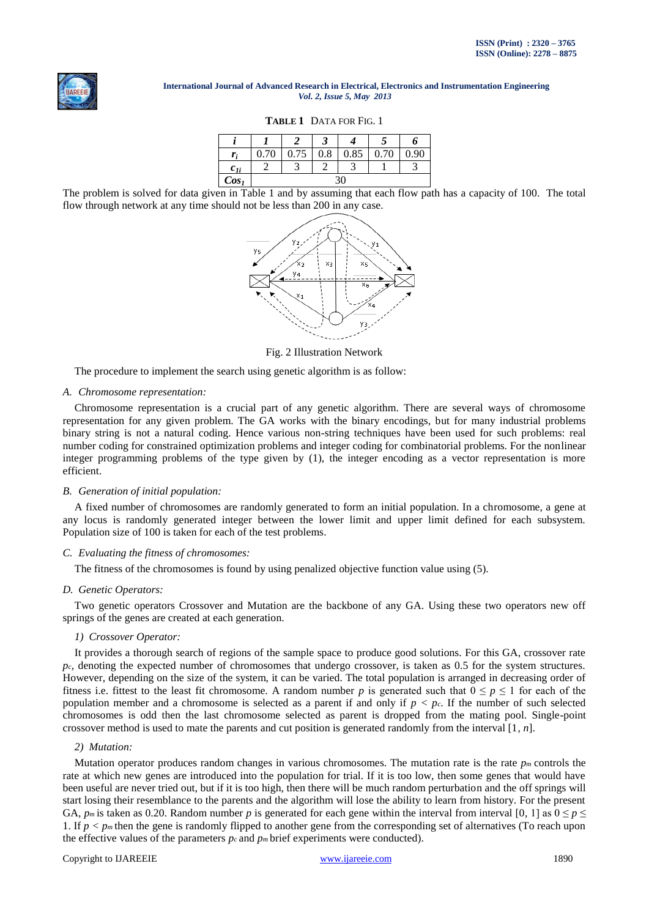**TABLE 1** DATA FOR FIG. 1

| $i$ | 1 | 2 | 3 | 4 | 5 | 6 |
|---|---|---|---|---|---|---|
| $r_i$ | 0.70 | 0.75 | 0.8 | 0.85 | 0.70 | 0.90 |
| $c_{1i}$ | 2 | 3 | 2 | 3 | 1 | 3 |
| $Cos_1$ | 30 | | | | | |

The problem is solved for data given in Table 1 and by assuming that each flow path has a capacity of 100. The total flow through network at any time should not be less than 200 in any case.

Fig. 2 Illustration Network

The procedure to implement the search using genetic algorithm is as follow:

### A. Chromosome representation:

Chromosome representation is a crucial part of any genetic algorithm. There are several ways of chromosome representation for any given problem. The GA works with the binary encodings, but for many industrial problems binary string is not a natural coding. Hence various non-string techniques have been used for such problems: real number coding for constrained optimization problems and integer coding for combinatorial problems. For the nonlinear integer programming problems of the type given by (1), the integer encoding as a vector representation is more efficient.

### B. Generation of initial population:

A fixed number of chromosomes are randomly generated to form an initial population. In a chromosome, a gene at any locus is randomly generated integer between the lower limit and upper limit defined for each subsystem. Population size of 100 is taken for each of the test problems.

### C. Evaluating the fitness of chromosomes:

The fitness of the chromosomes is found by using penalized objective function value using (5).

### D. Genetic Operators:

Two genetic operators Crossover and Mutation are the backbone of any GA. Using these two operators new off springs of the genes are created at each generation.

#### 1) Crossover Operator:

It provides a thorough search of regions of the sample space to produce good solutions. For this GA, crossover rate $p_c$, denoting the expected number of chromosomes that undergo crossover, is taken as 0.5 for the system structures. However, depending on the size of the system, it can be varied. The total population is arranged in decreasing order of fitness i.e. fittest to the least fit chromosome. A random number $p$ is generated such that $0 \leq p \leq 1$ for each of the population member and a chromosome is selected as a parent if and only if $p < p_c$. If the number of such selected chromosomes is odd then the last chromosome selected as parent is dropped from the mating pool. Single-point crossover method is used to mate the parents and cut position is generated randomly from the interval $[1, n]$.

#### 2) Mutation:

Mutation operator produces random changes in various chromosomes. The mutation rate is the rate $p_m$ controls the rate at which new genes are introduced into the population for trial. If it is too low, then some genes that would have been useful are never tried out, but if it is too high, then there will be much random perturbation and the off springs will start losing their resemblance to the parents and the algorithm will lose the ability to learn from history. For the present GA, $p_m$ is taken as 0.20. Random number $p$ is generated for each gene within the interval from interval [0, 1] as $0 \leq p \leq 1$. If $p < p_m$ then the gene is randomly flipped to another gene from the corresponding set of alternatives (To reach upon the effective values of the parameters $p_c$ and $p_m$ brief experiments were conducted).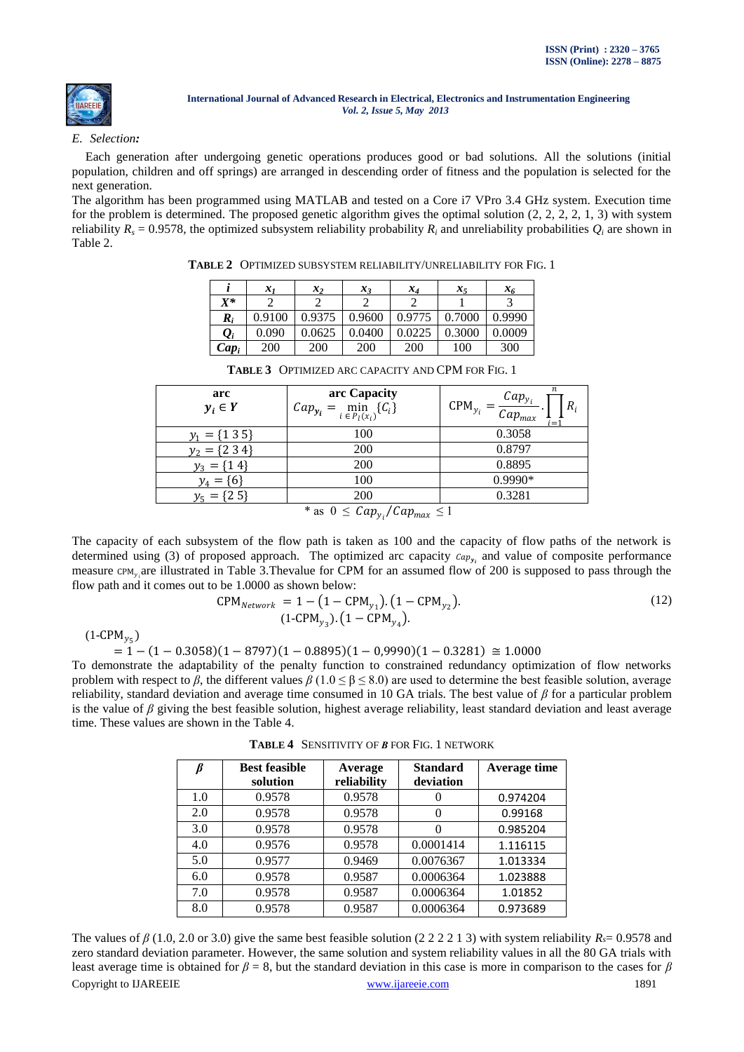*E. Selection:*

Each generation after undergoing genetic operations produces good or bad solutions. All the solutions (initial population, children and off springs) are arranged in descending order of fitness and the population is selected for the next generation.

The algorithm has been programmed using MATLAB and tested on a Core i7 VPro 3.4 GHz system. Execution time for the problem is determined. The proposed genetic algorithm gives the optimal solution (2, 2, 2, 2, 1, 3) with system reliability $R_s$ = 0.9578, the optimized subsystem reliability probability $R_i$ and unreliability probabilities $Q_i$ are shown in Table 2.

**TABLE 2** OPTIMIZED SUBSYSTEM RELIABILITY/UNRELIABILITY FOR FIG. 1

| $i$ | $x_1$ | $x_2$ | $x_3$ | $x_4$ | $x_5$ | $x_6$ |
|---|---|---|---|---|---|---|
| $X^*$ | 2 | 2 | 2 | 2 | 1 | 3 |
| $R_i$ | 0.9100 | 0.9375 | 0.9600 | 0.9775 | 0.7000 | 0.9990 |
| $Q_i$ | 0.090 | 0.0625 | 0.0400 | 0.0225 | 0.3000 | 0.0009 |
| $Cap_i$ | 200 | 200 | 200 | 200 | 100 | 300 |

**TABLE 3** OPTIMIZED ARC CAPACITY AND CPM FOR FIG. 1

| arc $y_i \in Y$ | arc Capacity $Cap_{y_i} = \min_{i \in P_i(x_i)} \{C_i\}$ | $\text{CPM}_{y_i} = \frac{Cap_{y_i}}{Cap_{max}} \cdot \prod_{i=1}^{n} R_i$ |
|---|---|---|
| $y_1 = \{1\ 3\ 5\}$ | 100 | 0.3058 |
| $y_2 = \{2\ 3\ 4\}$ | 200 | 0.8797 |
| $y_3 = \{1\ 4\}$ | 200 | 0.8895 |
| $y_4 = \{6\}$ | 100 | 0.9990* |
| $y_5 = \{2\ 5\}$ | 200 | 0.3281 |

\* as $0 \le Cap_{y_i}/Cap_{max} \le 1$

The capacity of each subsystem of the flow path is taken as 100 and the capacity of flow paths of the network is determined using (3) of proposed approach. The optimized arc capacity $cap_{y_i}$ and value of composite performance measure $\text{CPM}_{y_i}$ are illustrated in Table 3.Thevalue for CPM for an assumed flow of 200 is supposed to pass through the flow path and it comes out to be 1.0000 as shown below:

$$\text{CPM}_{Network} = 1 - \left(1 - \text{CPM}_{y_1}\right).\left(1 - \text{CPM}_{y_2}\right).\left(1 - \text{CPM}_{y_3}\right).\left(1 - \text{CPM}_{y_4}\right).\left(1 - \text{CPM}_{y_5}\right) \tag{12}$$

$$= 1 - (1 - 0.3058)(1 - 8797)(1 - 0.8895)(1 - 0,9990)(1 - 0.3281) \cong 1.0000$$

To demonstrate the adaptability of the penalty function to constrained redundancy optimization of flow networks problem with respect to $\beta$, the different values $\beta$ ($1.0 \le \beta \le 8.0$) are used to determine the best feasible solution, average reliability, standard deviation and average time consumed in 10 GA trials. The best value of $\beta$ for a particular problem is the value of $\beta$ giving the best feasible solution, highest average reliability, least standard deviation and least average time. These values are shown in the Table 4.

**TABLE 4** SENSITIVITY OF $\beta$ FOR FIG. 1 NETWORK

| $\beta$ | Best feasible solution | Average reliability | Standard deviation | Average time |
|---|---|---|---|---|
| 1.0 | 0.9578 | 0.9578 | 0 | 0.974204 |
| 2.0 | 0.9578 | 0.9578 | 0 | 0.99168 |
| 3.0 | 0.9578 | 0.9578 | 0 | 0.985204 |
| 4.0 | 0.9576 | 0.9578 | 0.0001414 | 1.116115 |
| 5.0 | 0.9577 | 0.9469 | 0.0076367 | 1.013334 |
| 6.0 | 0.9578 | 0.9587 | 0.0006364 | 1.023888 |
| 7.0 | 0.9578 | 0.9587 | 0.0006364 | 1.01852 |
| 8.0 | 0.9578 | 0.9587 | 0.0006364 | 0.973689 |

The values of $\beta$ (1.0, 2.0 or 3.0) give the same best feasible solution (2 2 2 2 1 3) with system reliability $R_s$= 0.9578 and zero standard deviation parameter. However, the same solution and system reliability values in all the 80 GA trials with least average time is obtained for $\beta$ = 8, but the standard deviation in this case is more in comparison to the cases for $\beta$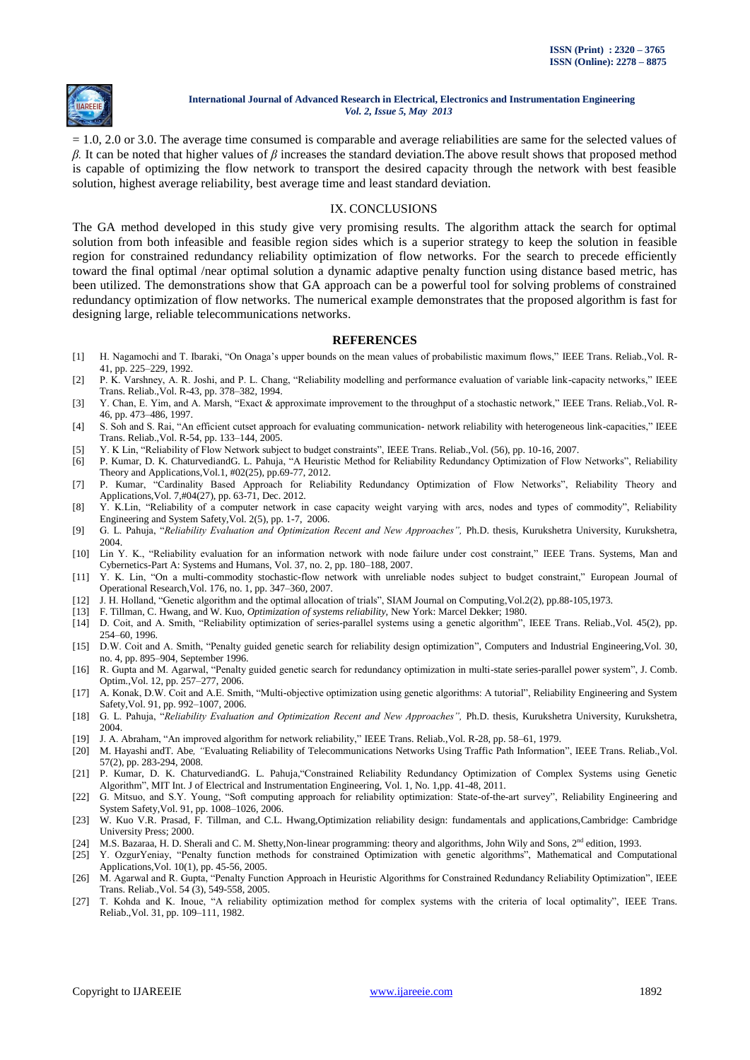= 1.0, 2.0 or 3.0. The average time consumed is comparable and average reliabilities are same for the selected values of *β.* It can be noted that higher values of *β* increases the standard deviation.The above result shows that proposed method is capable of optimizing the flow network to transport the desired capacity through the network with best feasible solution, highest average reliability, best average time and least standard deviation.

## IX. CONCLUSIONS

The GA method developed in this study give very promising results. The algorithm attack the search for optimal solution from both infeasible and feasible region sides which is a superior strategy to keep the solution in feasible region for constrained redundancy reliability optimization of flow networks. For the search to precede efficiently toward the final optimal /near optimal solution a dynamic adaptive penalty function using distance based metric, has been utilized. The demonstrations show that GA approach can be a powerful tool for solving problems of constrained redundancy optimization of flow networks. The numerical example demonstrates that the proposed algorithm is fast for designing large, reliable telecommunications networks.

## REFERENCES

[1] H. Nagamochi and T. Ibaraki, "On Onaga's upper bounds on the mean values of probabilistic maximum flows," IEEE Trans. Reliab.,Vol. R-41, pp. 225–229, 1992.

[2] P. K. Varshney, A. R. Joshi, and P. L. Chang, "Reliability modelling and performance evaluation of variable link-capacity networks," IEEE Trans. Reliab.,Vol. R-43, pp. 378–382, 1994.

[3] Y. Chan, E. Yim, and A. Marsh, "Exact & approximate improvement to the throughput of a stochastic network," IEEE Trans. Reliab.,Vol. R-46, pp. 473–486, 1997.

[4] S. Soh and S. Rai, "An efficient cutset approach for evaluating communication- network reliability with heterogeneous link-capacities," IEEE Trans. Reliab.,Vol. R-54, pp. 133–144, 2005.

[5] Y. K Lin, "Reliability of Flow Network subject to budget constraints", IEEE Trans. Reliab.,Vol. (56), pp. 10-16, 2007.

[6] P. Kumar, D. K. ChaturvediandG. L. Pahuja, "A Heuristic Method for Reliability Redundancy Optimization of Flow Networks", Reliability Theory and Applications,Vol.1, #02(25), pp.69-77, 2012.

[7] P. Kumar, "Cardinality Based Approach for Reliability Redundancy Optimization of Flow Networks", Reliability Theory and Applications,Vol. 7,#04(27), pp. 63-71, Dec. 2012.

[8] Y. K.Lin, "Reliability of a computer network in case capacity weight varying with arcs, nodes and types of commodity", Reliability Engineering and System Safety,Vol. 2(5), pp. 1-7, 2006.

[9] G. L. Pahuja, "*Reliability Evaluation and Optimization Recent and New Approaches",* Ph.D. thesis, Kurukshetra University, Kurukshetra, 2004.

[10] Lin Y. K., "Reliability evaluation for an information network with node failure under cost constraint," IEEE Trans. Systems, Man and Cybernetics-Part A: Systems and Humans, Vol. 37, no. 2, pp. 180–188, 2007.

[11] Y. K. Lin, "On a multi-commodity stochastic-flow network with unreliable nodes subject to budget constraint," European Journal of Operational Research,Vol. 176, no. 1, pp. 347–360, 2007.

[12] J. H. Holland, "Genetic algorithm and the optimal allocation of trials", SIAM Journal on Computing,Vol.2(2), pp.88-105,1973.

[13] F. Tillman, C. Hwang, and W. Kuo, *Optimization of systems reliability,* New York: Marcel Dekker; 1980.

[14] D. Coit, and A. Smith, "Reliability optimization of series-parallel systems using a genetic algorithm", IEEE Trans. Reliab.,Vol. 45(2), pp. 254–60, 1996.

[15] D.W. Coit and A. Smith, "Penalty guided genetic search for reliability design optimization", Computers and Industrial Engineering,Vol. 30, no. 4, pp. 895–904, September 1996.

[16] R. Gupta and M. Agarwal, "Penalty guided genetic search for redundancy optimization in multi-state series-parallel power system", J. Comb. Optim.,Vol. 12, pp. 257–277, 2006.

[17] A. Konak, D.W. Coit and A.E. Smith, "Multi-objective optimization using genetic algorithms: A tutorial", Reliability Engineering and System Safety,Vol. 91, pp. 992–1007, 2006.

[18] G. L. Pahuja, "*Reliability Evaluation and Optimization Recent and New Approaches",* Ph.D. thesis, Kurukshetra University, Kurukshetra, 2004.

[19] J. A. Abraham, "An improved algorithm for network reliability," IEEE Trans. Reliab.,Vol. R-28, pp. 58–61, 1979.

[20] M. Hayashi andT. Abe*, "*Evaluating Reliability of Telecommunications Networks Using Traffic Path Information", IEEE Trans. Reliab.,Vol. 57(2), pp. 283-294, 2008.

[21] P. Kumar, D. K. ChaturvediandG. L. Pahuja,"Constrained Reliability Redundancy Optimization of Complex Systems using Genetic Algorithm", MIT Int. J of Electrical and Instrumentation Engineering, Vol. 1, No. 1,pp. 41-48, 2011.

[22] G. Mitsuo, and S.Y. Young, "Soft computing approach for reliability optimization: State-of-the-art survey", Reliability Engineering and System Safety,Vol. 91, pp. 1008–1026, 2006.

[23] W. Kuo V.R. Prasad, F. Tillman, and C.L. Hwang,Optimization reliability design: fundamentals and applications,Cambridge: Cambridge University Press; 2000.

[24] M.S. Bazaraa, H. D. Sherali and C. M. Shetty,Non-linear programming: theory and algorithms, John Wily and Sons, 2nd edition, 1993.

[25] Y. OzgurYeniay, "Penalty function methods for constrained Optimization with genetic algorithms", Mathematical and Computational Applications,Vol. 10(1), pp. 45-56, 2005.

[26] M. Agarwal and R. Gupta, "Penalty Function Approach in Heuristic Algorithms for Constrained Redundancy Reliability Optimization", IEEE Trans. Reliab.,Vol. 54 (3), 549-558, 2005.

[27] T. Kohda and K. Inoue, "A reliability optimization method for complex systems with the criteria of local optimality", IEEE Trans. Reliab.,Vol. 31, pp. 109–111, 1982.